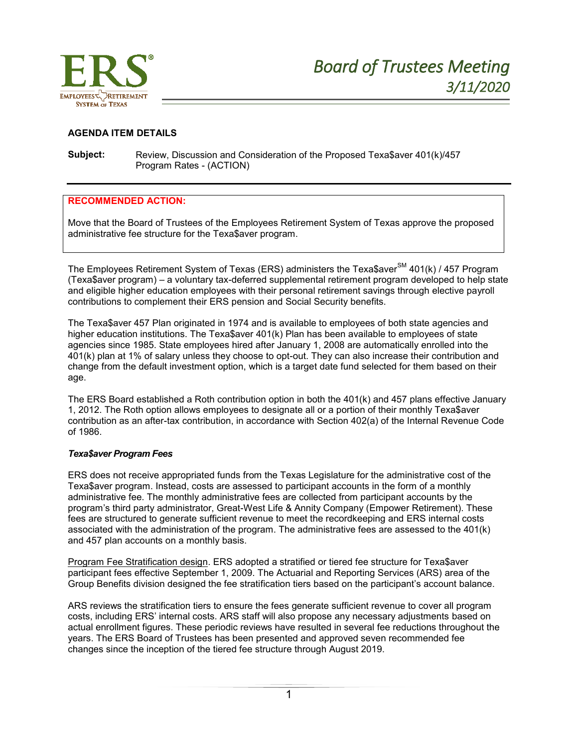# Board of Trustees Meeting
## 3/11/2020

**AGENDA ITEM DETAILS**

**Subject:** Review, Discussion and Consideration of the Proposed Texa$aver 401(k)/457 Program Rates - (ACTION)

**RECOMMENDED ACTION:**

Move that the Board of Trustees of the Employees Retirement System of Texas approve the proposed administrative fee structure for the Texa$aver program.

The Employees Retirement System of Texas (ERS) administers the Texa$aver[SM] 401(k) / 457 Program (Texa$aver program) – a voluntary tax-deferred supplemental retirement program developed to help state and eligible higher education employees with their personal retirement savings through elective payroll contributions to complement their ERS pension and Social Security benefits.

The Texa$aver 457 Plan originated in 1974 and is available to employees of both state agencies and higher education institutions. The Texa$aver 401(k) Plan has been available to employees of state agencies since 1985. State employees hired after January 1, 2008 are automatically enrolled into the 401(k) plan at 1% of salary unless they choose to opt-out. They can also increase their contribution and change from the default investment option, which is a target date fund selected for them based on their age.

The ERS Board established a Roth contribution option in both the 401(k) and 457 plans effective January 1, 2012. The Roth option allows employees to designate all or a portion of their monthly Texa$aver contribution as an after-tax contribution, in accordance with Section 402(a) of the Internal Revenue Code of 1986.

***Texa$aver Program Fees***

ERS does not receive appropriated funds from the Texas Legislature for the administrative cost of the Texa$aver program. Instead, costs are assessed to participant accounts in the form of a monthly administrative fee. The monthly administrative fees are collected from participant accounts by the program's third party administrator, Great-West Life & Annity Company (Empower Retirement). These fees are structured to generate sufficient revenue to meet the recordkeeping and ERS internal costs associated with the administration of the program. The administrative fees are assessed to the 401(k) and 457 plan accounts on a monthly basis.

Program Fee Stratification design. ERS adopted a stratified or tiered fee structure for Texa$aver participant fees effective September 1, 2009. The Actuarial and Reporting Services (ARS) area of the Group Benefits division designed the fee stratification tiers based on the participant's account balance.

ARS reviews the stratification tiers to ensure the fees generate sufficient revenue to cover all program costs, including ERS' internal costs. ARS staff will also propose any necessary adjustments based on actual enrollment figures. These periodic reviews have resulted in several fee reductions throughout the years. The ERS Board of Trustees has been presented and approved seven recommended fee changes since the inception of the tiered fee structure through August 2019.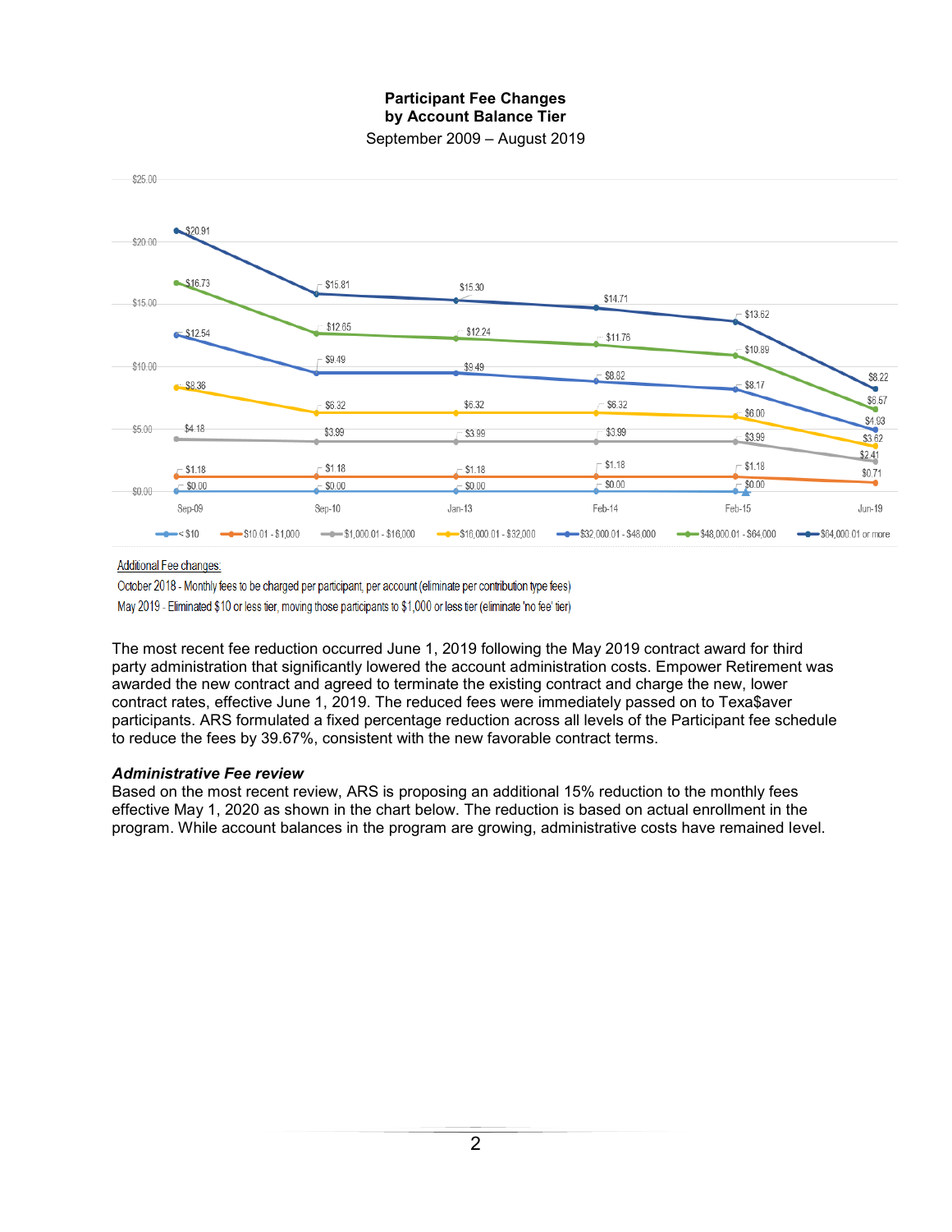**Participant Fee Changes**
**by Account Balance Tier**
September 2009 – August 2019

| Tier | Sep-09 | Sep-10 | Jan-13 | Feb-14 | Feb-15 | Jun-19 |
|---|---|---|---|---|---|---|
| < $10 | $0.00 | $0.00 | $0.00 | $0.00 | $0.00 | |
| $10.01 - $1,000 | $1.18 | $1.18 | $1.18 | $1.18 | $1.18 | $0.71 |
| $1,000.01 - $16,000 | $4.18 | $3.99 | $3.99 | $3.99 | $3.99 | $2.41 |
| $16,000.01 - $32,000 | $8.36 | $6.32 | $6.32 | $6.32 | $6.00 | $3.62 |
| $32,000.01 - $48,000 | $12.54 | $9.49 | $9.49 | $8.82 | $8.17 | $4.93 |
| $48,000.01 - $64,000 | $16.73 | $12.65 | $12.24 | $11.76 | $10.89 | $6.57 |
| $64,000.01 or more | $20.91 | $15.81 | $15.30 | $14.71 | $13.62 | $8.22 |

Additional Fee changes:

October 2018 - Monthly fees to be charged per participant, per account (eliminate per contribution type fees)

May 2019 - Eliminated $10 or less tier, moving those participants to $1,000 or less tier (eliminate 'no fee' tier)

The most recent fee reduction occurred June 1, 2019 following the May 2019 contract award for third party administration that significantly lowered the account administration costs. Empower Retirement was awarded the new contract and agreed to terminate the existing contract and charge the new, lower contract rates, effective June 1, 2019. The reduced fees were immediately passed on to Texa$aver participants. ARS formulated a fixed percentage reduction across all levels of the Participant fee schedule to reduce the fees by 39.67%, consistent with the new favorable contract terms.

***Administrative Fee review***

Based on the most recent review, ARS is proposing an additional 15% reduction to the monthly fees effective May 1, 2020 as shown in the chart below. The reduction is based on actual enrollment in the program. While account balances in the program are growing, administrative costs have remained level.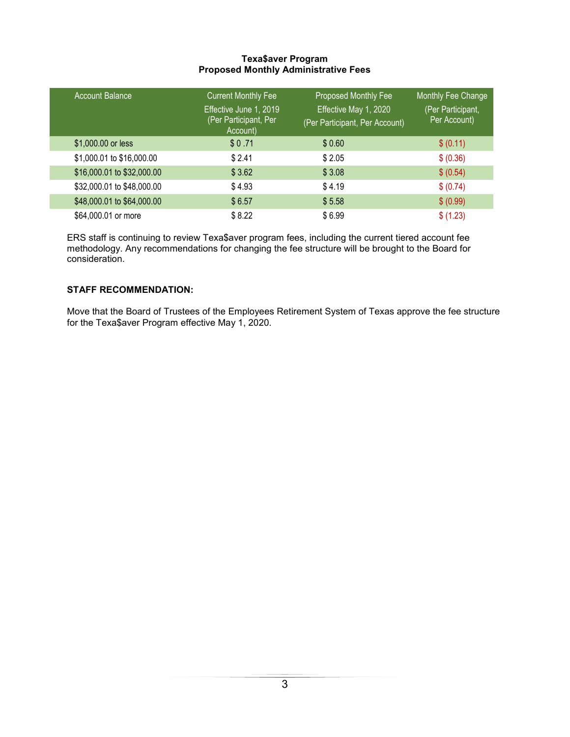**Texa$aver Program**
**Proposed Monthly Administrative Fees**

| Account Balance | Current Monthly Fee Effective June 1, 2019 (Per Participant, Per Account) | Proposed Monthly Fee Effective May 1, 2020 (Per Participant, Per Account) | Monthly Fee Change (Per Participant, Per Account) |
|---|---|---|---|
| $1,000.00 or less | $ 0 .71 | $ 0.60 | $ (0.11) |
| $1,000.01 to $16,000.00 | $ 2.41 | $ 2.05 | $ (0.36) |
| $16,000.01 to $32,000.00 | $ 3.62 | $ 3.08 | $ (0.54) |
| $32,000.01 to $48,000.00 | $ 4.93 | $ 4.19 | $ (0.74) |
| $48,000.01 to $64,000.00 | $ 6.57 | $ 5.58 | $ (0.99) |
| $64,000.01 or more | $ 8.22 | $ 6.99 | $ (1.23) |

ERS staff is continuing to review Texa$aver program fees, including the current tiered account fee methodology. Any recommendations for changing the fee structure will be brought to the Board for consideration.

**STAFF RECOMMENDATION:**

Move that the Board of Trustees of the Employees Retirement System of Texas approve the fee structure for the Texa$aver Program effective May 1, 2020.